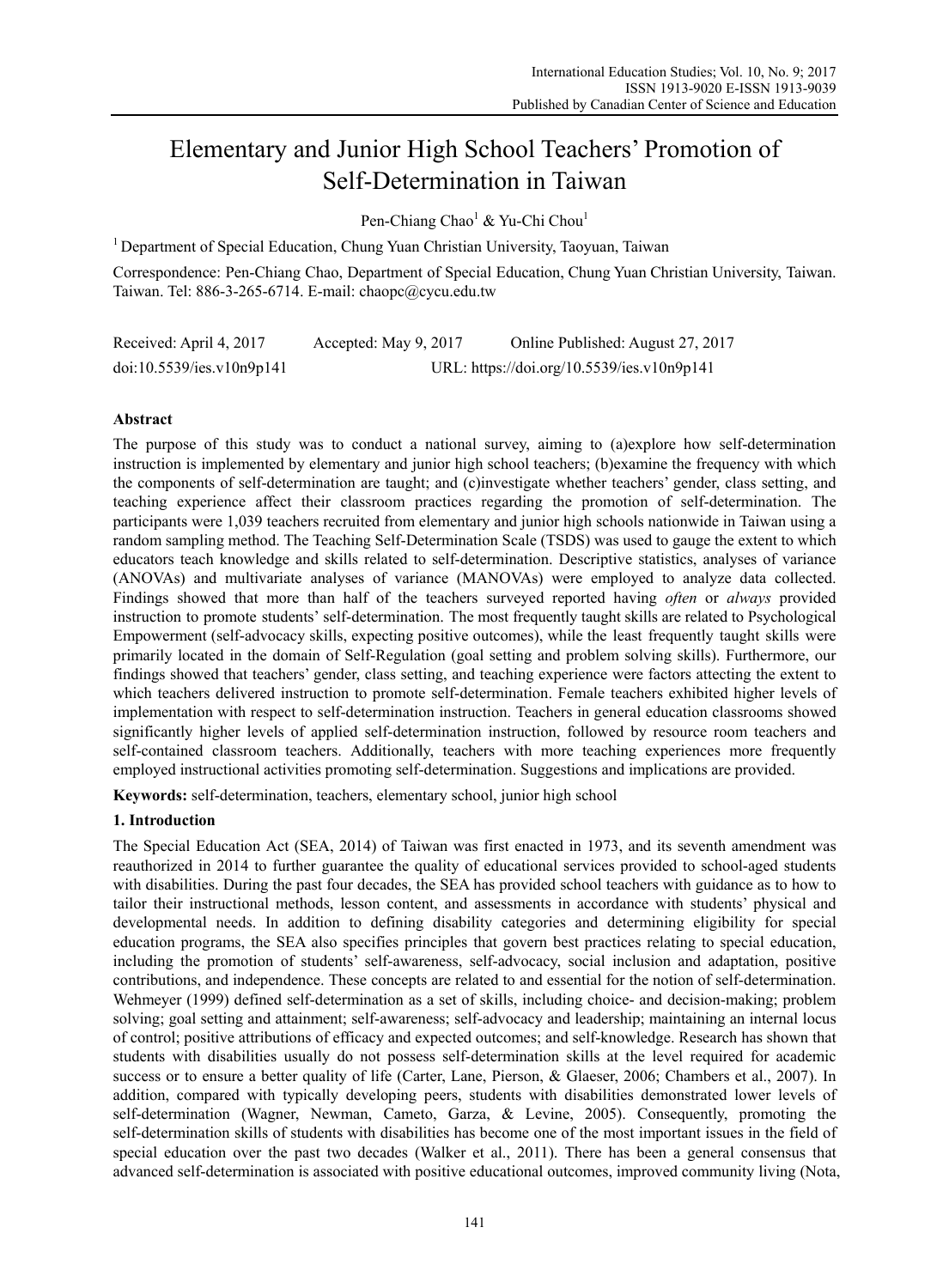# Elementary and Junior High School Teachers' Promotion of Self-Determination in Taiwan

Pen-Chiang Chao[1] & Yu-Chi Chou[1]

[1] Department of Special Education, Chung Yuan Christian University, Taoyuan, Taiwan

Correspondence: Pen-Chiang Chao, Department of Special Education, Chung Yuan Christian University, Taiwan. Taiwan. Tel: 886-3-265-6714. E-mail: chaopc@cycu.edu.tw

Received: April 4, 2017 Accepted: May 9, 2017 Online Published: August 27, 2017

doi:10.5539/ies.v10n9p141 URL: https://doi.org/10.5539/ies.v10n9p141

## Abstract

The purpose of this study was to conduct a national survey, aiming to (a)explore how self-determination instruction is implemented by elementary and junior high school teachers; (b)examine the frequency with which the components of self-determination are taught; and (c)investigate whether teachers' gender, class setting, and teaching experience affect their classroom practices regarding the promotion of self-determination. The participants were 1,039 teachers recruited from elementary and junior high schools nationwide in Taiwan using a random sampling method. The Teaching Self-Determination Scale (TSDS) was used to gauge the extent to which educators teach knowledge and skills related to self-determination. Descriptive statistics, analyses of variance (ANOVAs) and multivariate analyses of variance (MANOVAs) were employed to analyze data collected. Findings showed that more than half of the teachers surveyed reported having *often* or *always* provided instruction to promote students' self-determination. The most frequently taught skills are related to Psychological Empowerment (self-advocacy skills, expecting positive outcomes), while the least frequently taught skills were primarily located in the domain of Self-Regulation (goal setting and problem solving skills). Furthermore, our findings showed that teachers' gender, class setting, and teaching experience were factors attecting the extent to which teachers delivered instruction to promote self-determination. Female teachers exhibited higher levels of implementation with respect to self-determination instruction. Teachers in general education classrooms showed significantly higher levels of applied self-determination instruction, followed by resource room teachers and self-contained classroom teachers. Additionally, teachers with more teaching experiences more frequently employed instructional activities promoting self-determination. Suggestions and implications are provided.

**Keywords:** self-determination, teachers, elementary school, junior high school

## 1. Introduction

The Special Education Act (SEA, 2014) of Taiwan was first enacted in 1973, and its seventh amendment was reauthorized in 2014 to further guarantee the quality of educational services provided to school-aged students with disabilities. During the past four decades, the SEA has provided school teachers with guidance as to how to tailor their instructional methods, lesson content, and assessments in accordance with students' physical and developmental needs. In addition to defining disability categories and determining eligibility for special education programs, the SEA also specifies principles that govern best practices relating to special education, including the promotion of students' self-awareness, self-advocacy, social inclusion and adaptation, positive contributions, and independence. These concepts are related to and essential for the notion of self-determination. Wehmeyer (1999) defined self-determination as a set of skills, including choice- and decision-making; problem solving; goal setting and attainment; self-awareness; self-advocacy and leadership; maintaining an internal locus of control; positive attributions of efficacy and expected outcomes; and self-knowledge. Research has shown that students with disabilities usually do not possess self-determination skills at the level required for academic success or to ensure a better quality of life (Carter, Lane, Pierson, & Glaeser, 2006; Chambers et al., 2007). In addition, compared with typically developing peers, students with disabilities demonstrated lower levels of self-determination (Wagner, Newman, Cameto, Garza, & Levine, 2005). Consequently, promoting the self-determination skills of students with disabilities has become one of the most important issues in the field of special education over the past two decades (Walker et al., 2011). There has been a general consensus that advanced self-determination is associated with positive educational outcomes, improved community living (Nota,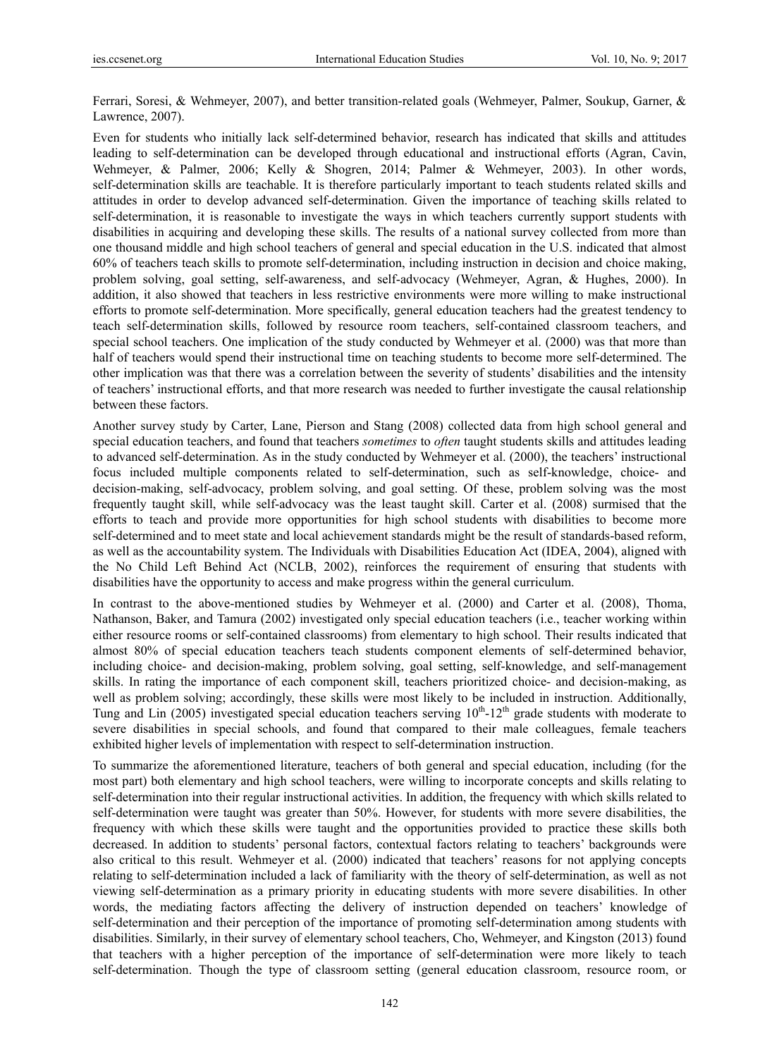Ferrari, Soresi, & Wehmeyer, 2007), and better transition-related goals (Wehmeyer, Palmer, Soukup, Garner, & Lawrence, 2007).

Even for students who initially lack self-determined behavior, research has indicated that skills and attitudes leading to self-determination can be developed through educational and instructional efforts (Agran, Cavin, Wehmeyer, & Palmer, 2006; Kelly & Shogren, 2014; Palmer & Wehmeyer, 2003). In other words, self-determination skills are teachable. It is therefore particularly important to teach students related skills and attitudes in order to develop advanced self-determination. Given the importance of teaching skills related to self-determination, it is reasonable to investigate the ways in which teachers currently support students with disabilities in acquiring and developing these skills. The results of a national survey collected from more than one thousand middle and high school teachers of general and special education in the U.S. indicated that almost 60% of teachers teach skills to promote self-determination, including instruction in decision and choice making, problem solving, goal setting, self-awareness, and self-advocacy (Wehmeyer, Agran, & Hughes, 2000). In addition, it also showed that teachers in less restrictive environments were more willing to make instructional efforts to promote self-determination. More specifically, general education teachers had the greatest tendency to teach self-determination skills, followed by resource room teachers, self-contained classroom teachers, and special school teachers. One implication of the study conducted by Wehmeyer et al. (2000) was that more than half of teachers would spend their instructional time on teaching students to become more self-determined. The other implication was that there was a correlation between the severity of students' disabilities and the intensity of teachers' instructional efforts, and that more research was needed to further investigate the causal relationship between these factors.

Another survey study by Carter, Lane, Pierson and Stang (2008) collected data from high school general and special education teachers, and found that teachers *sometimes* to *often* taught students skills and attitudes leading to advanced self-determination. As in the study conducted by Wehmeyer et al. (2000), the teachers' instructional focus included multiple components related to self-determination, such as self-knowledge, choice- and decision-making, self-advocacy, problem solving, and goal setting. Of these, problem solving was the most frequently taught skill, while self-advocacy was the least taught skill. Carter et al. (2008) surmised that the efforts to teach and provide more opportunities for high school students with disabilities to become more self-determined and to meet state and local achievement standards might be the result of standards-based reform, as well as the accountability system. The Individuals with Disabilities Education Act (IDEA, 2004), aligned with the No Child Left Behind Act (NCLB, 2002), reinforces the requirement of ensuring that students with disabilities have the opportunity to access and make progress within the general curriculum.

In contrast to the above-mentioned studies by Wehmeyer et al. (2000) and Carter et al. (2008), Thoma, Nathanson, Baker, and Tamura (2002) investigated only special education teachers (i.e., teacher working within either resource rooms or self-contained classrooms) from elementary to high school. Their results indicated that almost 80% of special education teachers teach students component elements of self-determined behavior, including choice- and decision-making, problem solving, goal setting, self-knowledge, and self-management skills. In rating the importance of each component skill, teachers prioritized choice- and decision-making, as well as problem solving; accordingly, these skills were most likely to be included in instruction. Additionally, Tung and Lin (2005) investigated special education teachers serving 10th-12th grade students with moderate to severe disabilities in special schools, and found that compared to their male colleagues, female teachers exhibited higher levels of implementation with respect to self-determination instruction.

To summarize the aforementioned literature, teachers of both general and special education, including (for the most part) both elementary and high school teachers, were willing to incorporate concepts and skills relating to self-determination into their regular instructional activities. In addition, the frequency with which skills related to self-determination were taught was greater than 50%. However, for students with more severe disabilities, the frequency with which these skills were taught and the opportunities provided to practice these skills both decreased. In addition to students' personal factors, contextual factors relating to teachers' backgrounds were also critical to this result. Wehmeyer et al. (2000) indicated that teachers' reasons for not applying concepts relating to self-determination included a lack of familiarity with the theory of self-determination, as well as not viewing self-determination as a primary priority in educating students with more severe disabilities. In other words, the mediating factors affecting the delivery of instruction depended on teachers' knowledge of self-determination and their perception of the importance of promoting self-determination among students with disabilities. Similarly, in their survey of elementary school teachers, Cho, Wehmeyer, and Kingston (2013) found that teachers with a higher perception of the importance of self-determination were more likely to teach self-determination. Though the type of classroom setting (general education classroom, resource room, or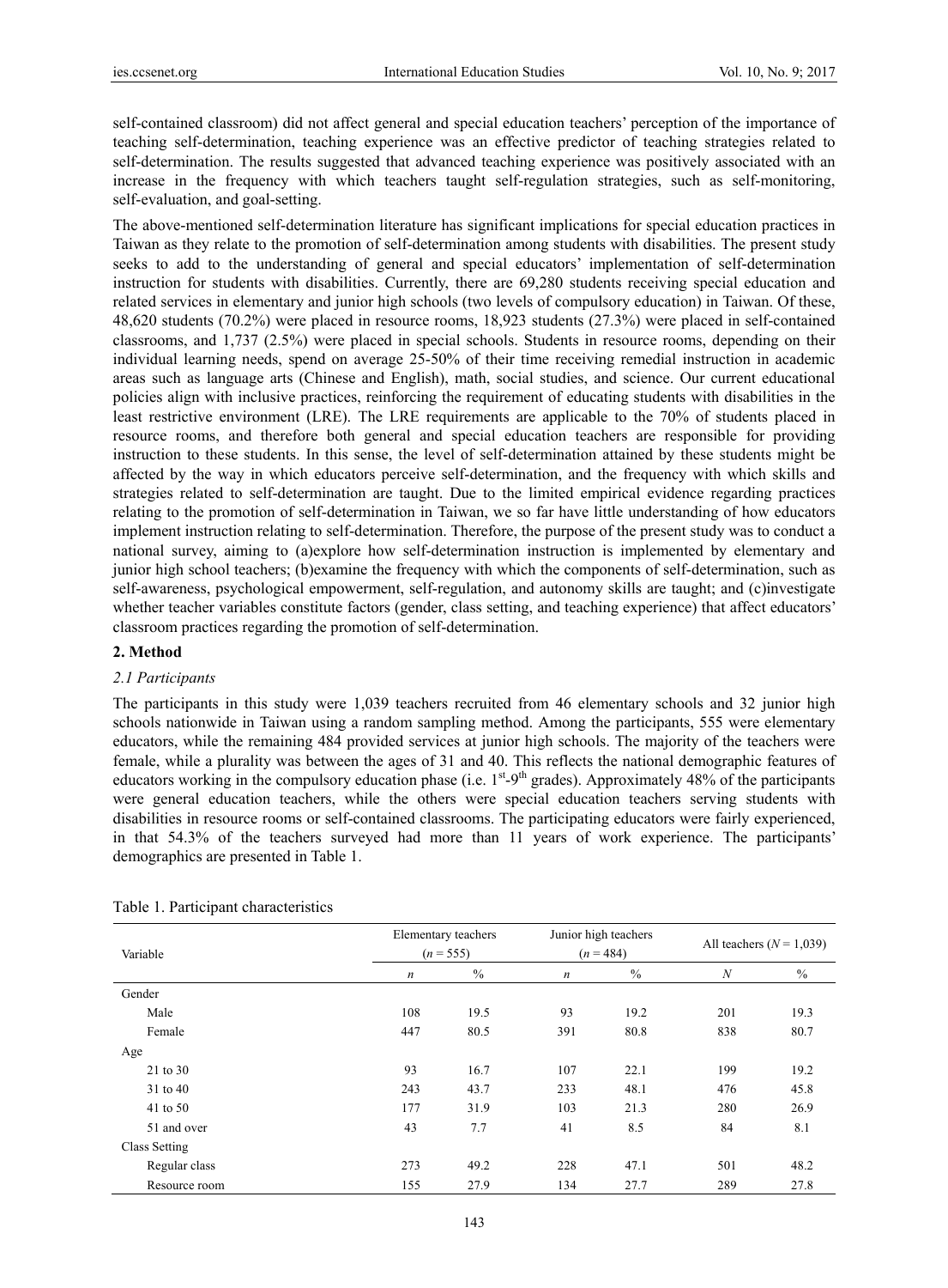self-contained classroom) did not affect general and special education teachers' perception of the importance of teaching self-determination, teaching experience was an effective predictor of teaching strategies related to self-determination. The results suggested that advanced teaching experience was positively associated with an increase in the frequency with which teachers taught self-regulation strategies, such as self-monitoring, self-evaluation, and goal-setting.

The above-mentioned self-determination literature has significant implications for special education practices in Taiwan as they relate to the promotion of self-determination among students with disabilities. The present study seeks to add to the understanding of general and special educators' implementation of self-determination instruction for students with disabilities. Currently, there are 69,280 students receiving special education and related services in elementary and junior high schools (two levels of compulsory education) in Taiwan. Of these, 48,620 students (70.2%) were placed in resource rooms, 18,923 students (27.3%) were placed in self-contained classrooms, and 1,737 (2.5%) were placed in special schools. Students in resource rooms, depending on their individual learning needs, spend on average 25-50% of their time receiving remedial instruction in academic areas such as language arts (Chinese and English), math, social studies, and science. Our current educational policies align with inclusive practices, reinforcing the requirement of educating students with disabilities in the least restrictive environment (LRE). The LRE requirements are applicable to the 70% of students placed in resource rooms, and therefore both general and special education teachers are responsible for providing instruction to these students. In this sense, the level of self-determination attained by these students might be affected by the way in which educators perceive self-determination, and the frequency with which skills and strategies related to self-determination are taught. Due to the limited empirical evidence regarding practices relating to the promotion of self-determination in Taiwan, we so far have little understanding of how educators implement instruction relating to self-determination. Therefore, the purpose of the present study was to conduct a national survey, aiming to (a)explore how self-determination instruction is implemented by elementary and junior high school teachers; (b)examine the frequency with which the components of self-determination, such as self-awareness, psychological empowerment, self-regulation, and autonomy skills are taught; and (c)investigate whether teacher variables constitute factors (gender, class setting, and teaching experience) that affect educators' classroom practices regarding the promotion of self-determination.

## 2. Method

### 2.1 Participants

The participants in this study were 1,039 teachers recruited from 46 elementary schools and 32 junior high schools nationwide in Taiwan using a random sampling method. Among the participants, 555 were elementary educators, while the remaining 484 provided services at junior high schools. The majority of the teachers were female, while a plurality was between the ages of 31 and 40. This reflects the national demographic features of educators working in the compulsory education phase (i.e. 1st-9th grades). Approximately 48% of the participants were general education teachers, while the others were special education teachers serving students with disabilities in resource rooms or self-contained classrooms. The participating educators were fairly experienced, in that 54.3% of the teachers surveyed had more than 11 years of work experience. The participants' demographics are presented in Table 1.

Table 1. Participant characteristics

| Variable | Elementary teachers ($n$ = 555) | | Junior high teachers ($n$ = 484) | | All teachers ($N$ = 1,039) | |
|---|---|---|---|---|---|---|
| | $n$ | % | $n$ | % | $N$ | % |
| Gender | | | | | | |
| Male | 108 | 19.5 | 93 | 19.2 | 201 | 19.3 |
| Female | 447 | 80.5 | 391 | 80.8 | 838 | 80.7 |
| Age | | | | | | |
| 21 to 30 | 93 | 16.7 | 107 | 22.1 | 199 | 19.2 |
| 31 to 40 | 243 | 43.7 | 233 | 48.1 | 476 | 45.8 |
| 41 to 50 | 177 | 31.9 | 103 | 21.3 | 280 | 26.9 |
| 51 and over | 43 | 7.7 | 41 | 8.5 | 84 | 8.1 |
| Class Setting | | | | | | |
| Regular class | 273 | 49.2 | 228 | 47.1 | 501 | 48.2 |
| Resource room | 155 | 27.9 | 134 | 27.7 | 289 | 27.8 |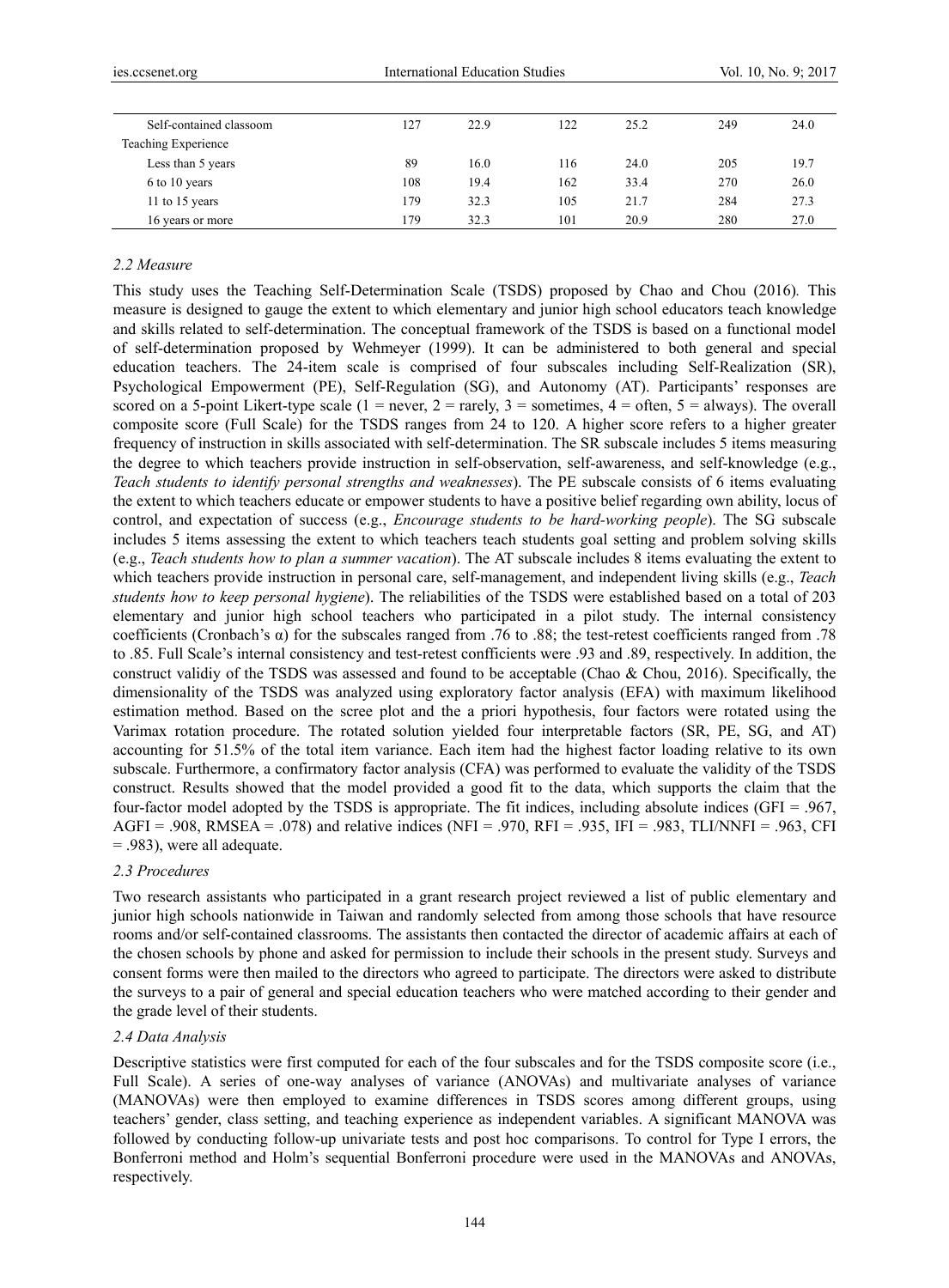| | | | | | | |
|---|---|---|---|---|---|---|
| Self-contained classoom | 127 | 22.9 | 122 | 25.2 | 249 | 24.0 |
| Teaching Experience | | | | | | |
| Less than 5 years | 89 | 16.0 | 116 | 24.0 | 205 | 19.7 |
| 6 to 10 years | 108 | 19.4 | 162 | 33.4 | 270 | 26.0 |
| 11 to 15 years | 179 | 32.3 | 105 | 21.7 | 284 | 27.3 |
| 16 years or more | 179 | 32.3 | 101 | 20.9 | 280 | 27.0 |

### 2.2 Measure

This study uses the Teaching Self-Determination Scale (TSDS) proposed by Chao and Chou (2016). This measure is designed to gauge the extent to which elementary and junior high school educators teach knowledge and skills related to self-determination. The conceptual framework of the TSDS is based on a functional model of self-determination proposed by Wehmeyer (1999). It can be administered to both general and special education teachers. The 24-item scale is comprised of four subscales including Self-Realization (SR), Psychological Empowerment (PE), Self-Regulation (SG), and Autonomy (AT). Participants' responses are scored on a 5-point Likert-type scale (1 = never, 2 = rarely, 3 = sometimes, 4 = often, 5 = always). The overall composite score (Full Scale) for the TSDS ranges from 24 to 120. A higher score refers to a higher greater frequency of instruction in skills associated with self-determination. The SR subscale includes 5 items measuring the degree to which teachers provide instruction in self-observation, self-awareness, and self-knowledge (e.g., *Teach students to identify personal strengths and weaknesses*). The PE subscale consists of 6 items evaluating the extent to which teachers educate or empower students to have a positive belief regarding own ability, locus of control, and expectation of success (e.g., *Encourage students to be hard-working people*). The SG subscale includes 5 items assessing the extent to which teachers teach students goal setting and problem solving skills (e.g., *Teach students how to plan a summer vacation*). The AT subscale includes 8 items evaluating the extent to which teachers provide instruction in personal care, self-management, and independent living skills (e.g., *Teach students how to keep personal hygiene*). The reliabilities of the TSDS were established based on a total of 203 elementary and junior high school teachers who participated in a pilot study. The internal consistency coefficients (Cronbach's α) for the subscales ranged from .76 to .88; the test-retest coefficients ranged from .78 to .85. Full Scale's internal consistency and test-retest confficients were .93 and .89, respectively. In addition, the construct validiy of the TSDS was assessed and found to be acceptable (Chao & Chou, 2016). Specifically, the dimensionality of the TSDS was analyzed using exploratory factor analysis (EFA) with maximum likelihood estimation method. Based on the scree plot and the a priori hypothesis, four factors were rotated using the Varimax rotation procedure. The rotated solution yielded four interpretable factors (SR, PE, SG, and AT) accounting for 51.5% of the total item variance. Each item had the highest factor loading relative to its own subscale. Furthermore, a confirmatory factor analysis (CFA) was performed to evaluate the validity of the TSDS construct. Results showed that the model provided a good fit to the data, which supports the claim that the four-factor model adopted by the TSDS is appropriate. The fit indices, including absolute indices (GFI = .967, AGFI = .908, RMSEA = .078) and relative indices (NFI = .970, RFI = .935, IFI = .983, TLI/NNFI = .963, CFI = .983), were all adequate.

### 2.3 Procedures

Two research assistants who participated in a grant research project reviewed a list of public elementary and junior high schools nationwide in Taiwan and randomly selected from among those schools that have resource rooms and/or self-contained classrooms. The assistants then contacted the director of academic affairs at each of the chosen schools by phone and asked for permission to include their schools in the present study. Surveys and consent forms were then mailed to the directors who agreed to participate. The directors were asked to distribute the surveys to a pair of general and special education teachers who were matched according to their gender and the grade level of their students.

### 2.4 Data Analysis

Descriptive statistics were first computed for each of the four subscales and for the TSDS composite score (i.e., Full Scale). A series of one-way analyses of variance (ANOVAs) and multivariate analyses of variance (MANOVAs) were then employed to examine differences in TSDS scores among different groups, using teachers' gender, class setting, and teaching experience as independent variables. A significant MANOVA was followed by conducting follow-up univariate tests and post hoc comparisons. To control for Type I errors, the Bonferroni method and Holm's sequential Bonferroni procedure were used in the MANOVAs and ANOVAs, respectively.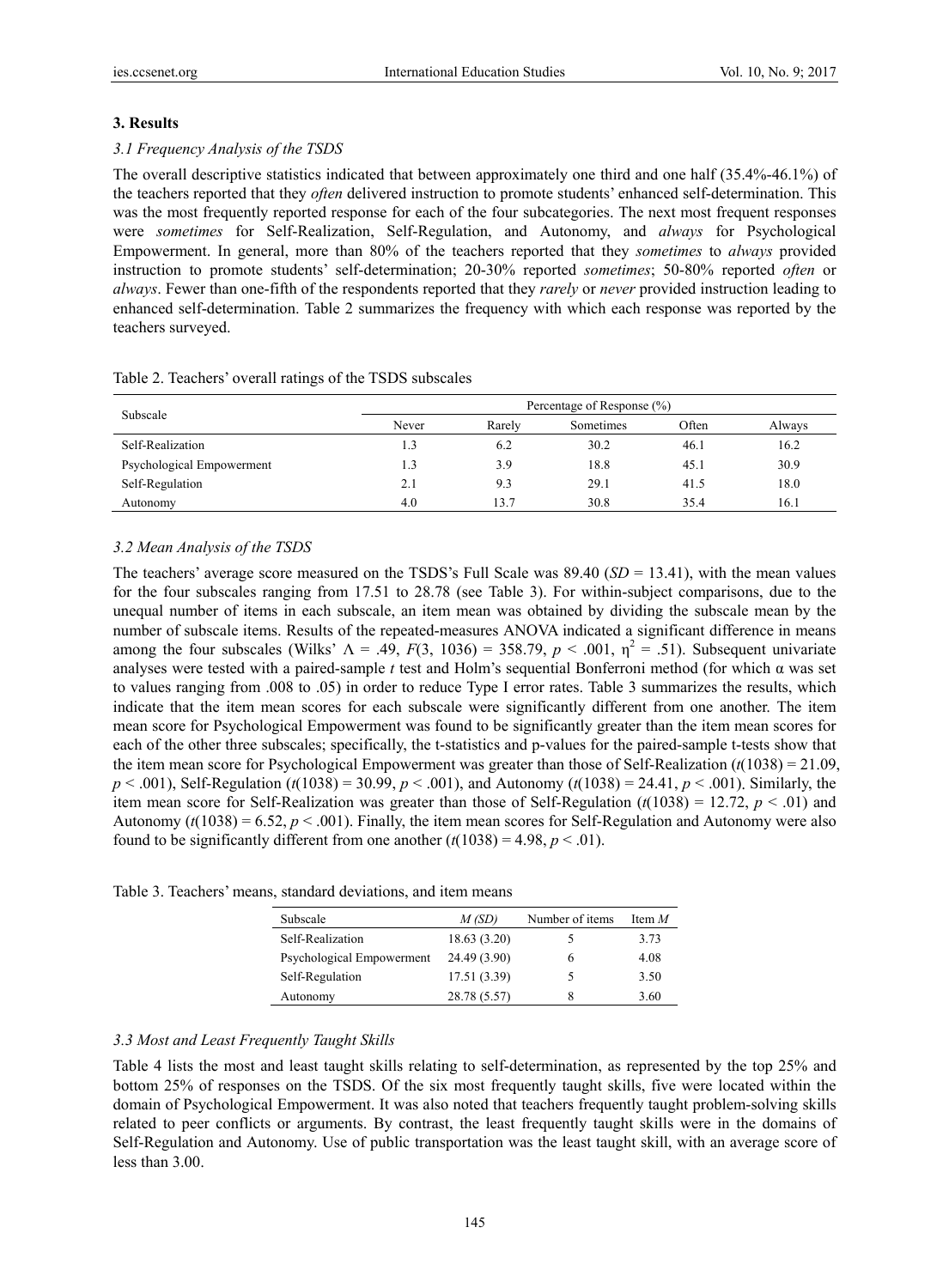## 3. Results

### 3.1 Frequency Analysis of the TSDS

The overall descriptive statistics indicated that between approximately one third and one half (35.4%-46.1%) of the teachers reported that they *often* delivered instruction to promote students' enhanced self-determination. This was the most frequently reported response for each of the four subcategories. The next most frequent responses were *sometimes* for Self-Realization, Self-Regulation, and Autonomy, and *always* for Psychological Empowerment. In general, more than 80% of the teachers reported that they *sometimes* to *always* provided instruction to promote students' self-determination; 20-30% reported *sometimes*; 50-80% reported *often* or *always*. Fewer than one-fifth of the respondents reported that they *rarely* or *never* provided instruction leading to enhanced self-determination. Table 2 summarizes the frequency with which each response was reported by the teachers surveyed.

Table 2. Teachers' overall ratings of the TSDS subscales

| Subscale | Percentage of Response (%) | | | | |
|---|---|---|---|---|---|
| | Never | Rarely | Sometimes | Often | Always |
| Self-Realization | 1.3 | 6.2 | 30.2 | 46.1 | 16.2 |
| Psychological Empowerment | 1.3 | 3.9 | 18.8 | 45.1 | 30.9 |
| Self-Regulation | 2.1 | 9.3 | 29.1 | 41.5 | 18.0 |
| Autonomy | 4.0 | 13.7 | 30.8 | 35.4 | 16.1 |

### 3.2 Mean Analysis of the TSDS

The teachers' average score measured on the TSDS's Full Scale was 89.40 ($SD$ = 13.41), with the mean values for the four subscales ranging from 17.51 to 28.78 (see Table 3). For within-subject comparisons, due to the unequal number of items in each subscale, an item mean was obtained by dividing the subscale mean by the number of subscale items. Results of the repeated-measures ANOVA indicated a significant difference in means among the four subscales (Wilks' $\Lambda = .49$, $F(3, 1036) = 358.79$, $p < .001$, $\eta^2 = .51$). Subsequent univariate analyses were tested with a paired-sample $t$ test and Holm's sequential Bonferroni method (for which $\alpha$ was set to values ranging from .008 to .05) in order to reduce Type I error rates. Table 3 summarizes the results, which indicate that the item mean scores for each subscale were significantly different from one another. The item mean score for Psychological Empowerment was found to be significantly greater than the item mean scores for each of the other three subscales; specifically, the t-statistics and p-values for the paired-sample t-tests show that the item mean score for Psychological Empowerment was greater than those of Self-Realization ($t(1038) = 21.09$, $p < .001$), Self-Regulation ($t(1038) = 30.99$, $p < .001$), and Autonomy ($t(1038) = 24.41$, $p < .001$). Similarly, the item mean score for Self-Realization was greater than those of Self-Regulation ($t(1038) = 12.72$, $p < .01$) and Autonomy ($t(1038) = 6.52$, $p < .001$). Finally, the item mean scores for Self-Regulation and Autonomy were also found to be significantly different from one another ($t(1038) = 4.98$, $p < .01$).

Table 3. Teachers' means, standard deviations, and item means

| Subscale | $M$ ($SD$) | Number of items | Item $M$ |
|---|---|---|---|
| Self-Realization | 18.63 (3.20) | 5 | 3.73 |
| Psychological Empowerment | 24.49 (3.90) | 6 | 4.08 |
| Self-Regulation | 17.51 (3.39) | 5 | 3.50 |
| Autonomy | 28.78 (5.57) | 8 | 3.60 |

### 3.3 Most and Least Frequently Taught Skills

Table 4 lists the most and least taught skills relating to self-determination, as represented by the top 25% and bottom 25% of responses on the TSDS. Of the six most frequently taught skills, five were located within the domain of Psychological Empowerment. It was also noted that teachers frequently taught problem-solving skills related to peer conflicts or arguments. By contrast, the least frequently taught skills were in the domains of Self-Regulation and Autonomy. Use of public transportation was the least taught skill, with an average score of less than 3.00.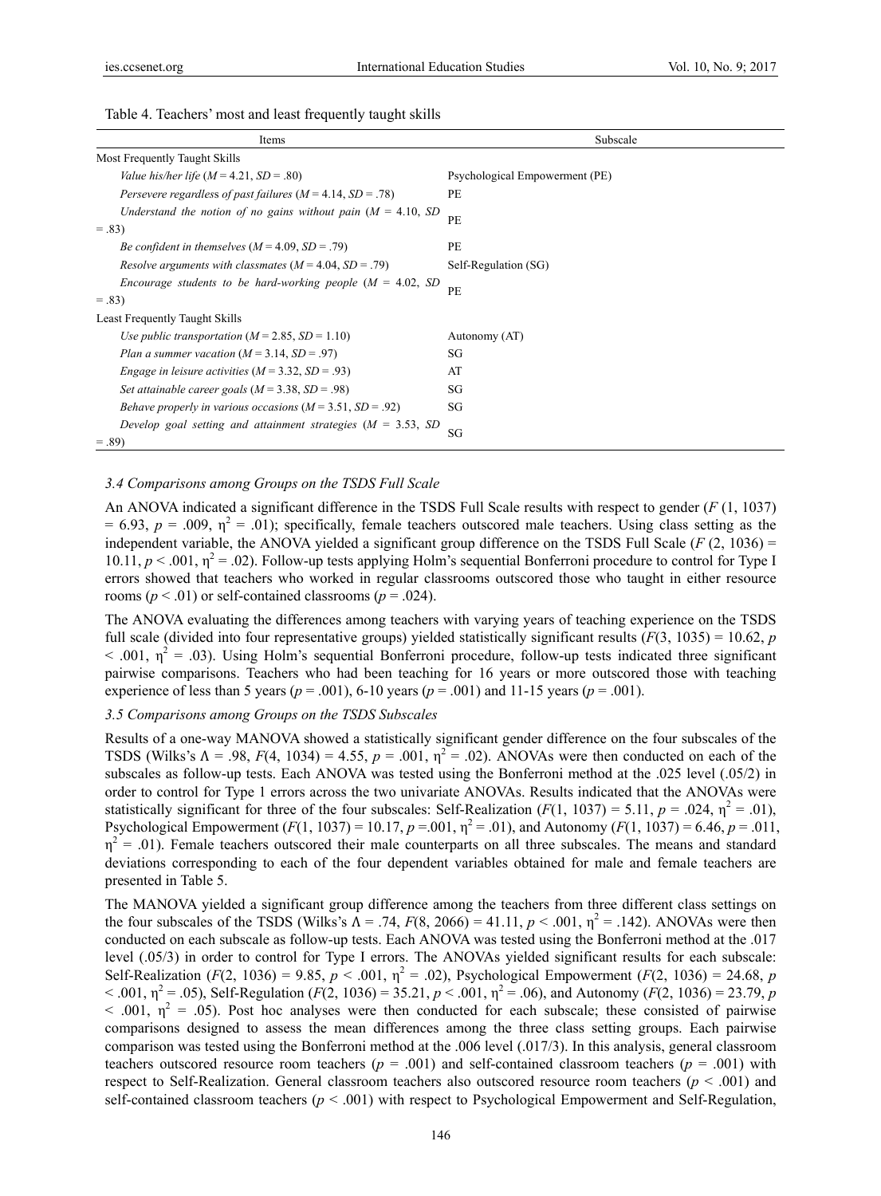Table 4. Teachers' most and least frequently taught skills

| Items | Subscale |
|---|---|
| Most Frequently Taught Skills | |
| *Value his/her life* ($M$ = 4.21, $SD$ = .80) | Psychological Empowerment (PE) |
| *Persevere regardless of past failures* ($M$ = 4.14, $SD$ = .78) | PE |
| *Understand the notion of no gains without pain* ($M$ = 4.10, $SD$ = .83) | PE |
| *Be confident in themselves* ($M$ = 4.09, $SD$ = .79) | PE |
| *Resolve arguments with classmates* ($M$ = 4.04, $SD$ = .79) | Self-Regulation (SG) |
| *Encourage students to be hard-working people* ($M$ = 4.02, $SD$ = .83) | PE |
| Least Frequently Taught Skills | |
| *Use public transportation* ($M$ = 2.85, $SD$ = 1.10) | Autonomy (AT) |
| *Plan a summer vacation* ($M$ = 3.14, $SD$ = .97) | SG |
| *Engage in leisure activities* ($M$ = 3.32, $SD$ = .93) | AT |
| *Set attainable career goals* ($M$ = 3.38, $SD$ = .98) | SG |
| *Behave properly in various occasions* ($M$ = 3.51, $SD$ = .92) | SG |
| *Develop goal setting and attainment strategies* ($M$ = 3.53, $SD$ = .89) | SG |

### 3.4 Comparisons among Groups on the TSDS Full Scale

An ANOVA indicated a significant difference in the TSDS Full Scale results with respect to gender ($F$ (1, 1037) = 6.93, $p$ = .009, $\eta^2$ = .01); specifically, female teachers outscored male teachers. Using class setting as the independent variable, the ANOVA yielded a significant group difference on the TSDS Full Scale ($F$ (2, 1036) = 10.11, $p$ < .001, $\eta^2$ = .02). Follow-up tests applying Holm's sequential Bonferroni procedure to control for Type I errors showed that teachers who worked in regular classrooms outscored those who taught in either resource rooms ($p$ < .01) or self-contained classrooms ($p$ = .024).

The ANOVA evaluating the differences among teachers with varying years of teaching experience on the TSDS full scale (divided into four representative groups) yielded statistically significant results ($F$(3, 1035) = 10.62, $p$ < .001, $\eta^2$ = .03). Using Holm's sequential Bonferroni procedure, follow-up tests indicated three significant pairwise comparisons. Teachers who had been teaching for 16 years or more outscored those with teaching experience of less than 5 years ($p$ = .001), 6-10 years ($p$ = .001) and 11-15 years ($p$ = .001).

### 3.5 Comparisons among Groups on the TSDS Subscales

Results of a one-way MANOVA showed a statistically significant gender difference on the four subscales of the TSDS (Wilks's Λ = .98, $F$(4, 1034) = 4.55, $p$ = .001, $\eta^2$ = .02). ANOVAs were then conducted on each of the subscales as follow-up tests. Each ANOVA was tested using the Bonferroni method at the .025 level (.05/2) in order to control for Type 1 errors across the two univariate ANOVAs. Results indicated that the ANOVAs were statistically significant for three of the four subscales: Self-Realization ($F$(1, 1037) = 5.11, $p$ = .024, $\eta^2$ = .01), Psychological Empowerment ($F$(1, 1037) = 10.17, $p$ =.001, $\eta^2$ = .01), and Autonomy ($F$(1, 1037) = 6.46, $p$ = .011, $\eta^2$ = .01). Female teachers outscored their male counterparts on all three subscales. The means and standard deviations corresponding to each of the four dependent variables obtained for male and female teachers are presented in Table 5.

The MANOVA yielded a significant group difference among the teachers from three different class settings on the four subscales of the TSDS (Wilks's Λ = .74, $F$(8, 2066) = 41.11, $p$ < .001, $\eta^2$ = .142). ANOVAs were then conducted on each subscale as follow-up tests. Each ANOVA was tested using the Bonferroni method at the .017 level (.05/3) in order to control for Type I errors. The ANOVAs yielded significant results for each subscale: Self-Realization ($F$(2, 1036) = 9.85, $p$ < .001, $\eta^2$ = .02), Psychological Empowerment ($F$(2, 1036) = 24.68, $p$ < .001, $\eta^2$ = .05), Self-Regulation ($F$(2, 1036) = 35.21, $p$ < .001, $\eta^2$ = .06), and Autonomy ($F$(2, 1036) = 23.79, $p$ < .001, $\eta^2$ = .05). Post hoc analyses were then conducted for each subscale; these consisted of pairwise comparisons designed to assess the mean differences among the three class setting groups. Each pairwise comparison was tested using the Bonferroni method at the .006 level (.017/3). In this analysis, general classroom teachers outscored resource room teachers ($p$ = .001) and self-contained classroom teachers ($p$ = .001) with respect to Self-Realization. General classroom teachers also outscored resource room teachers ($p$ < .001) and self-contained classroom teachers ($p$ < .001) with respect to Psychological Empowerment and Self-Regulation,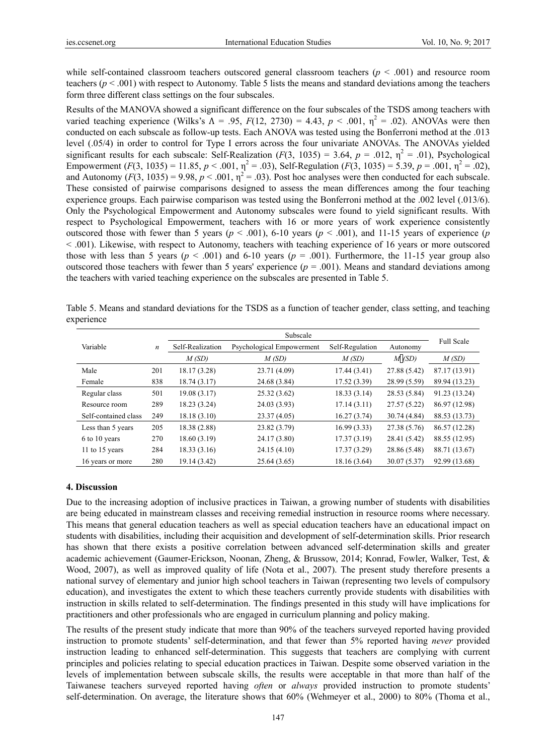while self-contained classroom teachers outscored general classroom teachers ($p < .001$) and resource room teachers ($p < .001$) with respect to Autonomy. Table 5 lists the means and standard deviations among the teachers form three different class settings on the four subscales.

Results of the MANOVA showed a significant difference on the four subscales of the TSDS among teachers with varied teaching experience (Wilks's $\Lambda = .95$, $F(12, 2730) = 4.43$, $p < .001$, $\eta^2 = .02$). ANOVAs were then conducted on each subscale as follow-up tests. Each ANOVA was tested using the Bonferroni method at the .013 level (.05/4) in order to control for Type I errors across the four univariate ANOVAs. The ANOVAs yielded significant results for each subscale: Self-Realization ($F(3, 1035) = 3.64$, $p = .012$, $\eta^2 = .01$), Psychological Empowerment ($F(3, 1035) = 11.85$, $p < .001$, $\eta^2 = .03$), Self-Regulation ($F(3, 1035) = 5.39$, $p = .001$, $\eta^2 = .02$), and Autonomy ($F(3, 1035) = 9.98$, $p < .001$, $\eta^2 = .03$). Post hoc analyses were then conducted for each subscale. These consisted of pairwise comparisons designed to assess the mean differences among the four teaching experience groups. Each pairwise comparison was tested using the Bonferroni method at the .002 level (.013/6). Only the Psychological Empowerment and Autonomy subscales were found to yield significant results. With respect to Psychological Empowerment, teachers with 16 or more years of work experience consistently outscored those with fewer than 5 years ($p < .001$), 6-10 years ($p < .001$), and 11-15 years of experience ($p < .001$). Likewise, with respect to Autonomy, teachers with teaching experience of 16 years or more outscored those with less than 5 years ($p < .001$) and 6-10 years ($p = .001$). Furthermore, the 11-15 year group also outscored those teachers with fewer than 5 years' experience ($p = .001$). Means and standard deviations among the teachers with varied teaching experience on the subscales are presented in Table 5.

Table 5. Means and standard deviations for the TSDS as a function of teacher gender, class setting, and teaching experience

| Variable | *n* | Subscale | | | | Full Scale |
|---|---|---|---|---|---|---|
| | | Self-Realization | Psychological Empowerment | Self-Regulation | Autonomy | |
| | | *M (SD)* | *M (SD)* | *M (SD)* | *M (SD)* | *M (SD)* |
| Male | 201 | 18.17 (3.28) | 23.71 (4.09) | 17.44 (3.41) | 27.88 (5.42) | 87.17 (13.91) |
| Female | 838 | 18.74 (3.17) | 24.68 (3.84) | 17.52 (3.39) | 28.99 (5.59) | 89.94 (13.23) |
| Regular class | 501 | 19.08 (3.17) | 25.32 (3.62) | 18.33 (3.14) | 28.53 (5.84) | 91.23 (13.24) |
| Resource room | 289 | 18.23 (3.24) | 24.03 (3.93) | 17.14 (3.11) | 27.57 (5.22) | 86.97 (12.98) |
| Self-contained class | 249 | 18.18 (3.10) | 23.37 (4.05) | 16.27 (3.74) | 30.74 (4.84) | 88.53 (13.73) |
| Less than 5 years | 205 | 18.38 (2.88) | 23.82 (3.79) | 16.99 (3.33) | 27.38 (5.76) | 86.57 (12.28) |
| 6 to 10 years | 270 | 18.60 (3.19) | 24.17 (3.80) | 17.37 (3.19) | 28.41 (5.42) | 88.55 (12.95) |
| 11 to 15 years | 284 | 18.33 (3.16) | 24.15 (4.10) | 17.37 (3.29) | 28.86 (5.48) | 88.71 (13.67) |
| 16 years or more | 280 | 19.14 (3.42) | 25.64 (3.65) | 18.16 (3.64) | 30.07 (5.37) | 92.99 (13.68) |

## 4. Discussion

Due to the increasing adoption of inclusive practices in Taiwan, a growing number of students with disabilities are being educated in mainstream classes and receiving remedial instruction in resource rooms where necessary. This means that general education teachers as well as special education teachers have an educational impact on students with disabilities, including their acquisition and development of self-determination skills. Prior research has shown that there exists a positive correlation between advanced self-determination skills and greater academic achievement (Gaumer-Erickson, Noonan, Zheng, & Brussow, 2014; Konrad, Fowler, Walker, Test, & Wood, 2007), as well as improved quality of life (Nota et al., 2007). The present study therefore presents a national survey of elementary and junior high school teachers in Taiwan (representing two levels of compulsory education), and investigates the extent to which these teachers currently provide students with disabilities with instruction in skills related to self-determination. The findings presented in this study will have implications for practitioners and other professionals who are engaged in curriculum planning and policy making.

The results of the present study indicate that more than 90% of the teachers surveyed reported having provided instruction to promote students' self-determination, and that fewer than 5% reported having *never* provided instruction leading to enhanced self-determination. This suggests that teachers are complying with current principles and policies relating to special education practices in Taiwan. Despite some observed variation in the levels of implementation between subscale skills, the results were acceptable in that more than half of the Taiwanese teachers surveyed reported having *often* or *always* provided instruction to promote students' self-determination. On average, the literature shows that 60% (Wehmeyer et al., 2000) to 80% (Thoma et al.,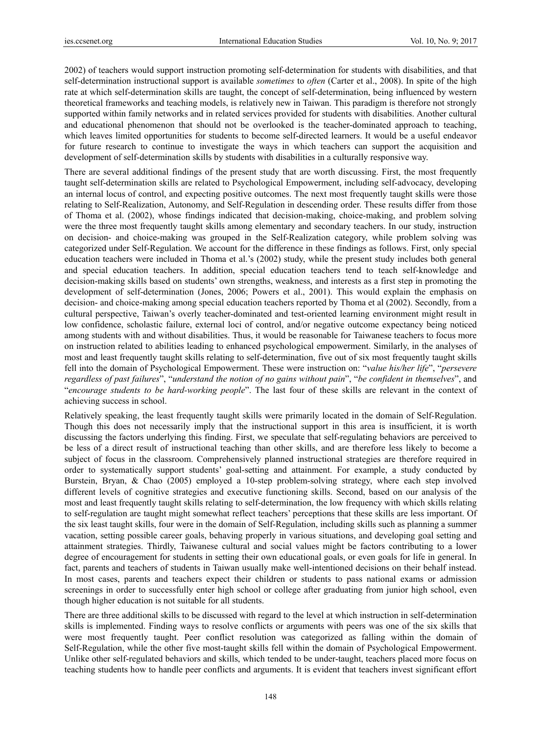2002) of teachers would support instruction promoting self-determination for students with disabilities, and that self-determination instructional support is available *sometimes* to *often* (Carter et al., 2008). In spite of the high rate at which self-determination skills are taught, the concept of self-determination, being influenced by western theoretical frameworks and teaching models, is relatively new in Taiwan. This paradigm is therefore not strongly supported within family networks and in related services provided for students with disabilities. Another cultural and educational phenomenon that should not be overlooked is the teacher-dominated approach to teaching, which leaves limited opportunities for students to become self-directed learners. It would be a useful endeavor for future research to continue to investigate the ways in which teachers can support the acquisition and development of self-determination skills by students with disabilities in a culturally responsive way.

There are several additional findings of the present study that are worth discussing. First, the most frequently taught self-determination skills are related to Psychological Empowerment, including self-advocacy, developing an internal locus of control, and expecting positive outcomes. The next most frequently taught skills were those relating to Self-Realization, Autonomy, and Self-Regulation in descending order. These results differ from those of Thoma et al. (2002), whose findings indicated that decision-making, choice-making, and problem solving were the three most frequently taught skills among elementary and secondary teachers. In our study, instruction on decision- and choice-making was grouped in the Self-Realization category, while problem solving was categorized under Self-Regulation. We account for the difference in these findings as follows. First, only special education teachers were included in Thoma et al.'s (2002) study, while the present study includes both general and special education teachers. In addition, special education teachers tend to teach self-knowledge and decision-making skills based on students' own strengths, weakness, and interests as a first step in promoting the development of self-determination (Jones, 2006; Powers et al., 2001). This would explain the emphasis on decision- and choice-making among special education teachers reported by Thoma et al (2002). Secondly, from a cultural perspective, Taiwan's overly teacher-dominated and test-oriented learning environment might result in low confidence, scholastic failure, external loci of control, and/or negative outcome expectancy being noticed among students with and without disabilities. Thus, it would be reasonable for Taiwanese teachers to focus more on instruction related to abilities leading to enhanced psychological empowerment. Similarly, in the analyses of most and least frequently taught skills relating to self-determination, five out of six most frequently taught skills fell into the domain of Psychological Empowerment. These were instruction on: "*value his/her life*", "*persevere regardless of past failures*", "*understand the notion of no gains without pain*", "*be confident in themselves*", and "*encourage students to be hard-working people*". The last four of these skills are relevant in the context of achieving success in school.

Relatively speaking, the least frequently taught skills were primarily located in the domain of Self-Regulation. Though this does not necessarily imply that the instructional support in this area is insufficient, it is worth discussing the factors underlying this finding. First, we speculate that self-regulating behaviors are perceived to be less of a direct result of instructional teaching than other skills, and are therefore less likely to become a subject of focus in the classroom. Comprehensively planned instructional strategies are therefore required in order to systematically support students' goal-setting and attainment. For example, a study conducted by Burstein, Bryan, & Chao (2005) employed a 10-step problem-solving strategy, where each step involved different levels of cognitive strategies and executive functioning skills. Second, based on our analysis of the most and least frequently taught skills relating to self-determination, the low frequency with which skills relating to self-regulation are taught might somewhat reflect teachers' perceptions that these skills are less important. Of the six least taught skills, four were in the domain of Self-Regulation, including skills such as planning a summer vacation, setting possible career goals, behaving properly in various situations, and developing goal setting and attainment strategies. Thirdly, Taiwanese cultural and social values might be factors contributing to a lower degree of encouragement for students in setting their own educational goals, or even goals for life in general. In fact, parents and teachers of students in Taiwan usually make well-intentioned decisions on their behalf instead. In most cases, parents and teachers expect their children or students to pass national exams or admission screenings in order to successfully enter high school or college after graduating from junior high school, even though higher education is not suitable for all students.

There are three additional skills to be discussed with regard to the level at which instruction in self-determination skills is implemented. Finding ways to resolve conflicts or arguments with peers was one of the six skills that were most frequently taught. Peer conflict resolution was categorized as falling within the domain of Self-Regulation, while the other five most-taught skills fell within the domain of Psychological Empowerment. Unlike other self-regulated behaviors and skills, which tended to be under-taught, teachers placed more focus on teaching students how to handle peer conflicts and arguments. It is evident that teachers invest significant effort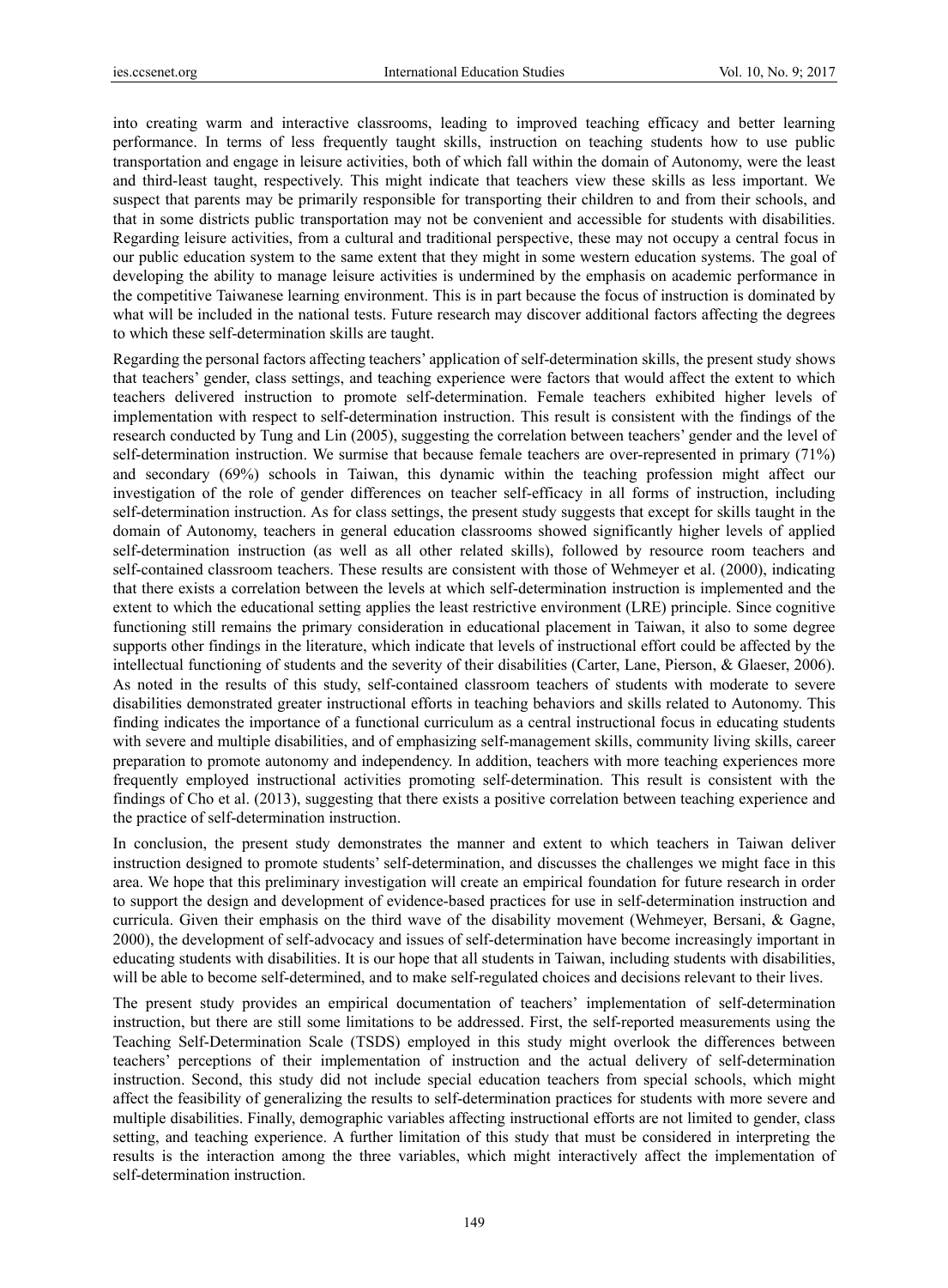into creating warm and interactive classrooms, leading to improved teaching efficacy and better learning performance. In terms of less frequently taught skills, instruction on teaching students how to use public transportation and engage in leisure activities, both of which fall within the domain of Autonomy, were the least and third-least taught, respectively. This might indicate that teachers view these skills as less important. We suspect that parents may be primarily responsible for transporting their children to and from their schools, and that in some districts public transportation may not be convenient and accessible for students with disabilities. Regarding leisure activities, from a cultural and traditional perspective, these may not occupy a central focus in our public education system to the same extent that they might in some western education systems. The goal of developing the ability to manage leisure activities is undermined by the emphasis on academic performance in the competitive Taiwanese learning environment. This is in part because the focus of instruction is dominated by what will be included in the national tests. Future research may discover additional factors affecting the degrees to which these self-determination skills are taught.

Regarding the personal factors affecting teachers' application of self-determination skills, the present study shows that teachers' gender, class settings, and teaching experience were factors that would affect the extent to which teachers delivered instruction to promote self-determination. Female teachers exhibited higher levels of implementation with respect to self-determination instruction. This result is consistent with the findings of the research conducted by Tung and Lin (2005), suggesting the correlation between teachers' gender and the level of self-determination instruction. We surmise that because female teachers are over-represented in primary (71%) and secondary (69%) schools in Taiwan, this dynamic within the teaching profession might affect our investigation of the role of gender differences on teacher self-efficacy in all forms of instruction, including self-determination instruction. As for class settings, the present study suggests that except for skills taught in the domain of Autonomy, teachers in general education classrooms showed significantly higher levels of applied self-determination instruction (as well as all other related skills), followed by resource room teachers and self-contained classroom teachers. These results are consistent with those of Wehmeyer et al. (2000), indicating that there exists a correlation between the levels at which self-determination instruction is implemented and the extent to which the educational setting applies the least restrictive environment (LRE) principle. Since cognitive functioning still remains the primary consideration in educational placement in Taiwan, it also to some degree supports other findings in the literature, which indicate that levels of instructional effort could be affected by the intellectual functioning of students and the severity of their disabilities (Carter, Lane, Pierson, & Glaeser, 2006). As noted in the results of this study, self-contained classroom teachers of students with moderate to severe disabilities demonstrated greater instructional efforts in teaching behaviors and skills related to Autonomy. This finding indicates the importance of a functional curriculum as a central instructional focus in educating students with severe and multiple disabilities, and of emphasizing self-management skills, community living skills, career preparation to promote autonomy and independency. In addition, teachers with more teaching experiences more frequently employed instructional activities promoting self-determination. This result is consistent with the findings of Cho et al. (2013), suggesting that there exists a positive correlation between teaching experience and the practice of self-determination instruction.

In conclusion, the present study demonstrates the manner and extent to which teachers in Taiwan deliver instruction designed to promote students' self-determination, and discusses the challenges we might face in this area. We hope that this preliminary investigation will create an empirical foundation for future research in order to support the design and development of evidence-based practices for use in self-determination instruction and curricula. Given their emphasis on the third wave of the disability movement (Wehmeyer, Bersani, & Gagne, 2000), the development of self-advocacy and issues of self-determination have become increasingly important in educating students with disabilities. It is our hope that all students in Taiwan, including students with disabilities, will be able to become self-determined, and to make self-regulated choices and decisions relevant to their lives.

The present study provides an empirical documentation of teachers' implementation of self-determination instruction, but there are still some limitations to be addressed. First, the self-reported measurements using the Teaching Self-Determination Scale (TSDS) employed in this study might overlook the differences between teachers' perceptions of their implementation of instruction and the actual delivery of self-determination instruction. Second, this study did not include special education teachers from special schools, which might affect the feasibility of generalizing the results to self-determination practices for students with more severe and multiple disabilities. Finally, demographic variables affecting instructional efforts are not limited to gender, class setting, and teaching experience. A further limitation of this study that must be considered in interpreting the results is the interaction among the three variables, which might interactively affect the implementation of self-determination instruction.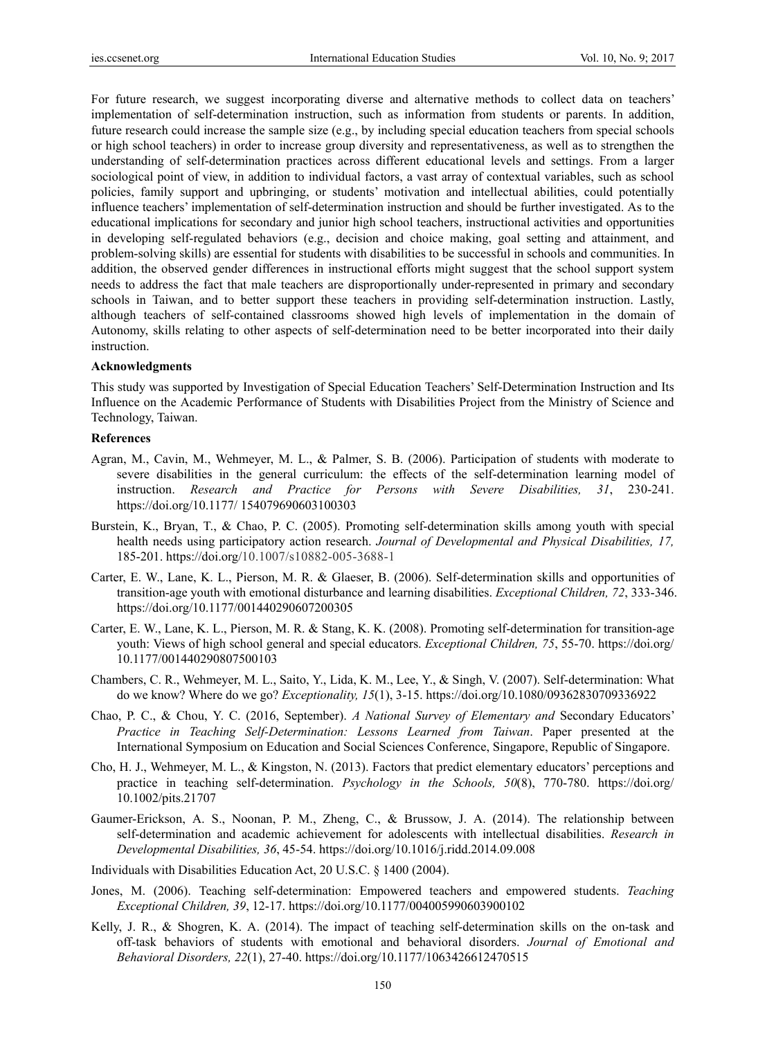For future research, we suggest incorporating diverse and alternative methods to collect data on teachers' implementation of self-determination instruction, such as information from students or parents. In addition, future research could increase the sample size (e.g., by including special education teachers from special schools or high school teachers) in order to increase group diversity and representativeness, as well as to strengthen the understanding of self-determination practices across different educational levels and settings. From a larger sociological point of view, in addition to individual factors, a vast array of contextual variables, such as school policies, family support and upbringing, or students' motivation and intellectual abilities, could potentially influence teachers' implementation of self-determination instruction and should be further investigated. As to the educational implications for secondary and junior high school teachers, instructional activities and opportunities in developing self-regulated behaviors (e.g., decision and choice making, goal setting and attainment, and problem-solving skills) are essential for students with disabilities to be successful in schools and communities. In addition, the observed gender differences in instructional efforts might suggest that the school support system needs to address the fact that male teachers are disproportionally under-represented in primary and secondary schools in Taiwan, and to better support these teachers in providing self-determination instruction. Lastly, although teachers of self-contained classrooms showed high levels of implementation in the domain of Autonomy, skills relating to other aspects of self-determination need to be better incorporated into their daily instruction.

**Acknowledgments**

This study was supported by Investigation of Special Education Teachers' Self-Determination Instruction and Its Influence on the Academic Performance of Students with Disabilities Project from the Ministry of Science and Technology, Taiwan.

**References**

Agran, M., Cavin, M., Wehmeyer, M. L., & Palmer, S. B. (2006). Participation of students with moderate to severe disabilities in the general curriculum: the effects of the self-determination learning model of instruction. *Research and Practice for Persons with Severe Disabilities, 31*, 230-241. https://doi.org/10.1177/ 154079690603100303

Burstein, K., Bryan, T., & Chao, P. C. (2005). Promoting self-determination skills among youth with special health needs using participatory action research. *Journal of Developmental and Physical Disabilities, 17,* 185-201. https://doi.org/10.1007/s10882-005-3688-1

Carter, E. W., Lane, K. L., Pierson, M. R. & Glaeser, B. (2006). Self-determination skills and opportunities of transition-age youth with emotional disturbance and learning disabilities. *Exceptional Children, 72*, 333-346. https://doi.org/10.1177/001440290607200305

Carter, E. W., Lane, K. L., Pierson, M. R. & Stang, K. K. (2008). Promoting self-determination for transition-age youth: Views of high school general and special educators. *Exceptional Children, 75*, 55-70. https://doi.org/ 10.1177/001440290807500103

Chambers, C. R., Wehmeyer, M. L., Saito, Y., Lida, K. M., Lee, Y., & Singh, V. (2007). Self-determination: What do we know? Where do we go? *Exceptionality, 15*(1), 3-15. https://doi.org/10.1080/09362830709336922

Chao, P. C., & Chou, Y. C. (2016, September). *A National Survey of Elementary and* Secondary Educators' *Practice in Teaching Self-Determination: Lessons Learned from Taiwan*. Paper presented at the International Symposium on Education and Social Sciences Conference, Singapore, Republic of Singapore.

Cho, H. J., Wehmeyer, M. L., & Kingston, N. (2013). Factors that predict elementary educators' perceptions and practice in teaching self-determination. *Psychology in the Schools, 50*(8), 770-780. https://doi.org/ 10.1002/pits.21707

Gaumer-Erickson, A. S., Noonan, P. M., Zheng, C., & Brussow, J. A. (2014). The relationship between self-determination and academic achievement for adolescents with intellectual disabilities. *Research in Developmental Disabilities, 36*, 45-54. https://doi.org/10.1016/j.ridd.2014.09.008

Individuals with Disabilities Education Act, 20 U.S.C. § 1400 (2004).

Jones, M. (2006). Teaching self-determination: Empowered teachers and empowered students. *Teaching Exceptional Children, 39*, 12-17. https://doi.org/10.1177/004005990603900102

Kelly, J. R., & Shogren, K. A. (2014). The impact of teaching self-determination skills on the on-task and off-task behaviors of students with emotional and behavioral disorders. *Journal of Emotional and Behavioral Disorders, 22*(1), 27-40. https://doi.org/10.1177/1063426612470515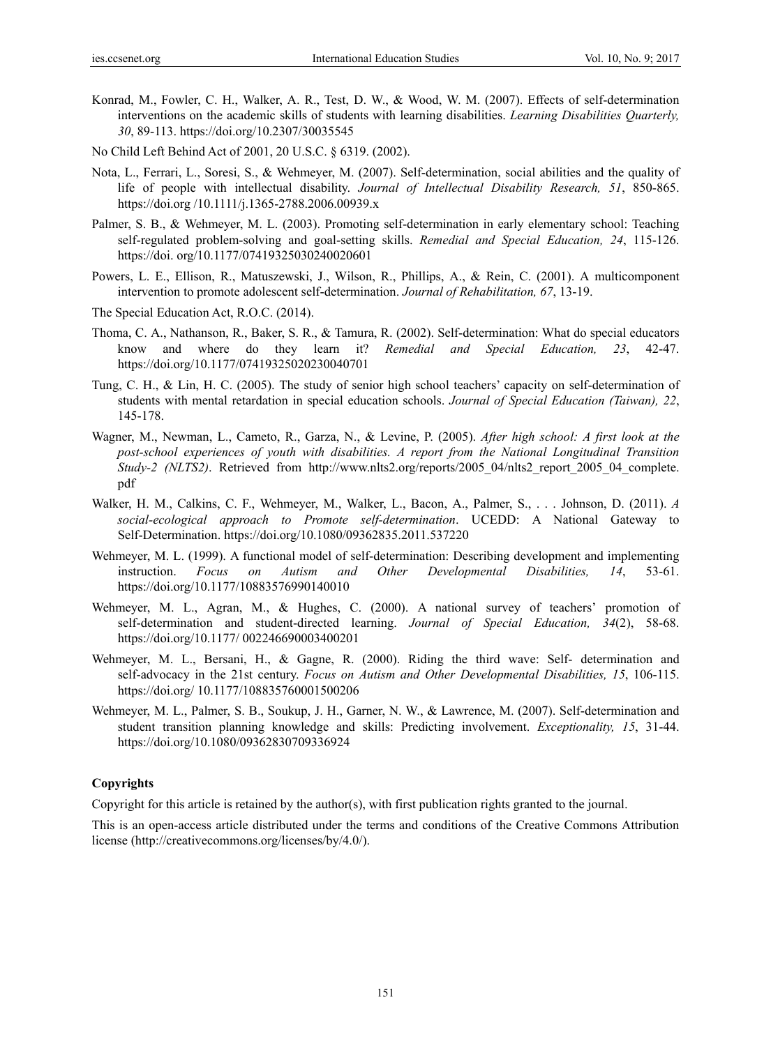Konrad, M., Fowler, C. H., Walker, A. R., Test, D. W., & Wood, W. M. (2007). Effects of self-determination interventions on the academic skills of students with learning disabilities. *Learning Disabilities Quarterly, 30*, 89-113. https://doi.org/10.2307/30035545

No Child Left Behind Act of 2001, 20 U.S.C. § 6319. (2002).

Nota, L., Ferrari, L., Soresi, S., & Wehmeyer, M. (2007). Self-determination, social abilities and the quality of life of people with intellectual disability. *Journal of Intellectual Disability Research, 51*, 850-865. https://doi.org /10.1111/j.1365-2788.2006.00939.x

Palmer, S. B., & Wehmeyer, M. L. (2003). Promoting self-determination in early elementary school: Teaching self-regulated problem-solving and goal-setting skills. *Remedial and Special Education, 24*, 115-126. https://doi. org/10.1177/07419325030240020601

Powers, L. E., Ellison, R., Matuszewski, J., Wilson, R., Phillips, A., & Rein, C. (2001). A multicomponent intervention to promote adolescent self-determination. *Journal of Rehabilitation, 67*, 13-19.

The Special Education Act, R.O.C. (2014).

Thoma, C. A., Nathanson, R., Baker, S. R., & Tamura, R. (2002). Self-determination: What do special educators know and where do they learn it? *Remedial and Special Education, 23*, 42-47. https://doi.org/10.1177/074193250202300407 01

Tung, C. H., & Lin, H. C. (2005). The study of senior high school teachers' capacity on self-determination of students with mental retardation in special education schools. *Journal of Special Education (Taiwan), 22*, 145-178.

Wagner, M., Newman, L., Cameto, R., Garza, N., & Levine, P. (2005). *After high school: A first look at the post-school experiences of youth with disabilities. A report from the National Longitudinal Transition Study-2 (NLTS2)*. Retrieved from http://www.nlts2.org/reports/2005_04/nlts2_report_2005_04_complete.pdf

Walker, H. M., Calkins, C. F., Wehmeyer, M., Walker, L., Bacon, A., Palmer, S., . . . Johnson, D. (2011). *A social-ecological approach to Promote self-determination*. UCEDD: A National Gateway to Self-Determination. https://doi.org/10.1080/09362835.2011.537220

Wehmeyer, M. L. (1999). A functional model of self-determination: Describing development and implementing instruction. *Focus on Autism and Other Developmental Disabilities, 14*, 53-61. https://doi.org/10.1177/108835769901400 10

Wehmeyer, M. L., Agran, M., & Hughes, C. (2000). A national survey of teachers' promotion of self-determination and student-directed learning. *Journal of Special Education, 34*(2), 58-68. https://doi.org/10.1177/ 002246690003400201

Wehmeyer, M. L., Bersani, H., & Gagne, R. (2000). Riding the third wave: Self- determination and self-advocacy in the 21st century. *Focus on Autism and Other Developmental Disabilities, 15*, 106-115. https://doi.org/ 10.1177/108835760001500206

Wehmeyer, M. L., Palmer, S. B., Soukup, J. H., Garner, N. W., & Lawrence, M. (2007). Self-determination and student transition planning knowledge and skills: Predicting involvement. *Exceptionality, 15*, 31-44. https://doi.org/10.1080/09362830709336924

**Copyrights**

Copyright for this article is retained by the author(s), with first publication rights granted to the journal.

This is an open-access article distributed under the terms and conditions of the Creative Commons Attribution license (http://creativecommons.org/licenses/by/4.0/).